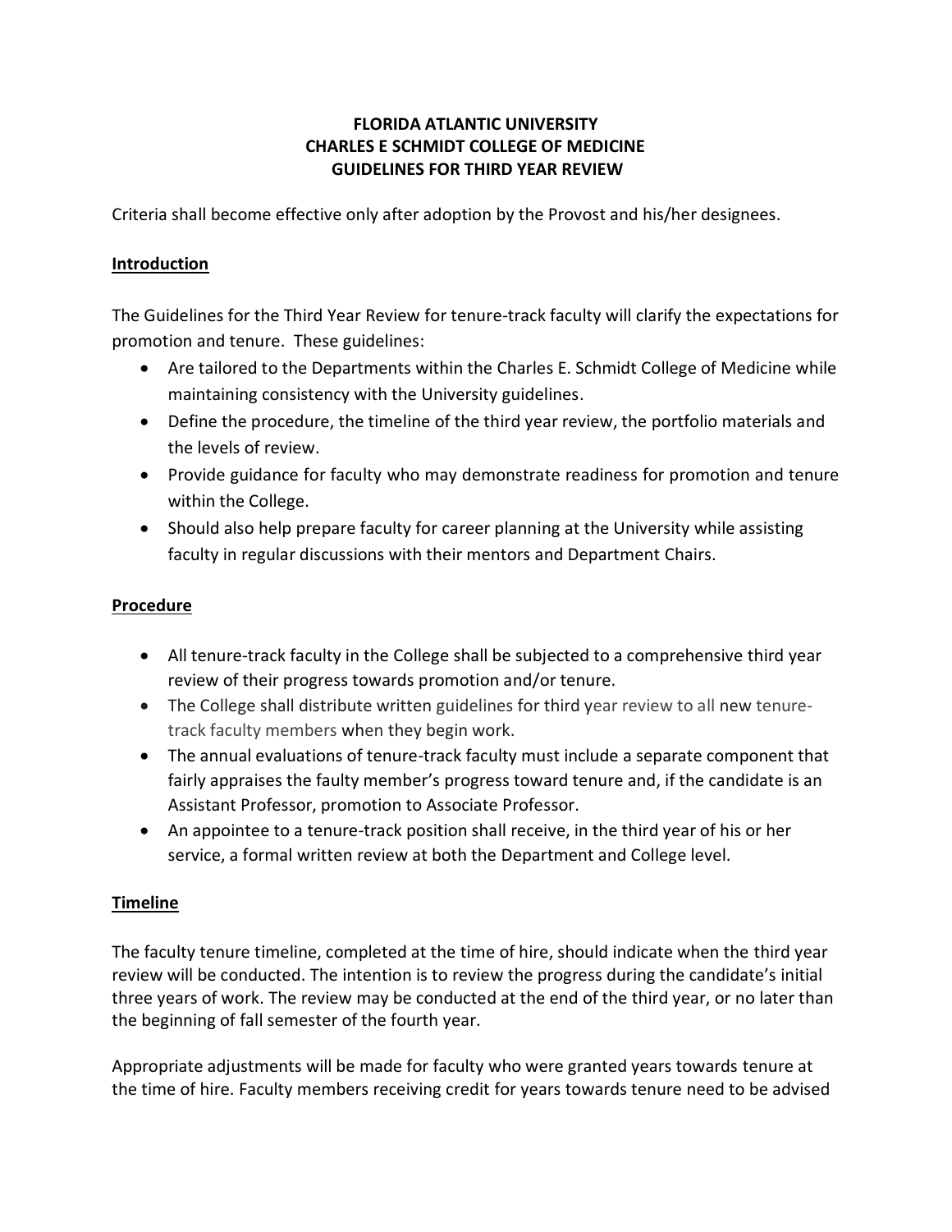# FLORIDA ATLANTIC UNIVERSITY
# CHARLES E SCHMIDT COLLEGE OF MEDICINE
# GUIDELINES FOR THIRD YEAR REVIEW

Criteria shall become effective only after adoption by the Provost and his/her designees.

## Introduction

The Guidelines for the Third Year Review for tenure-track faculty will clarify the expectations for promotion and tenure. These guidelines:

- Are tailored to the Departments within the Charles E. Schmidt College of Medicine while maintaining consistency with the University guidelines.
- Define the procedure, the timeline of the third year review, the portfolio materials and the levels of review.
- Provide guidance for faculty who may demonstrate readiness for promotion and tenure within the College.
- Should also help prepare faculty for career planning at the University while assisting faculty in regular discussions with their mentors and Department Chairs.

## Procedure

- All tenure-track faculty in the College shall be subjected to a comprehensive third year review of their progress towards promotion and/or tenure.
- The College shall distribute written guidelines for third year review to all new tenure-track faculty members when they begin work.
- The annual evaluations of tenure-track faculty must include a separate component that fairly appraises the faulty member's progress toward tenure and, if the candidate is an Assistant Professor, promotion to Associate Professor.
- An appointee to a tenure-track position shall receive, in the third year of his or her service, a formal written review at both the Department and College level.

## Timeline

The faculty tenure timeline, completed at the time of hire, should indicate when the third year review will be conducted. The intention is to review the progress during the candidate's initial three years of work. The review may be conducted at the end of the third year, or no later than the beginning of fall semester of the fourth year.

Appropriate adjustments will be made for faculty who were granted years towards tenure at the time of hire. Faculty members receiving credit for years towards tenure need to be advised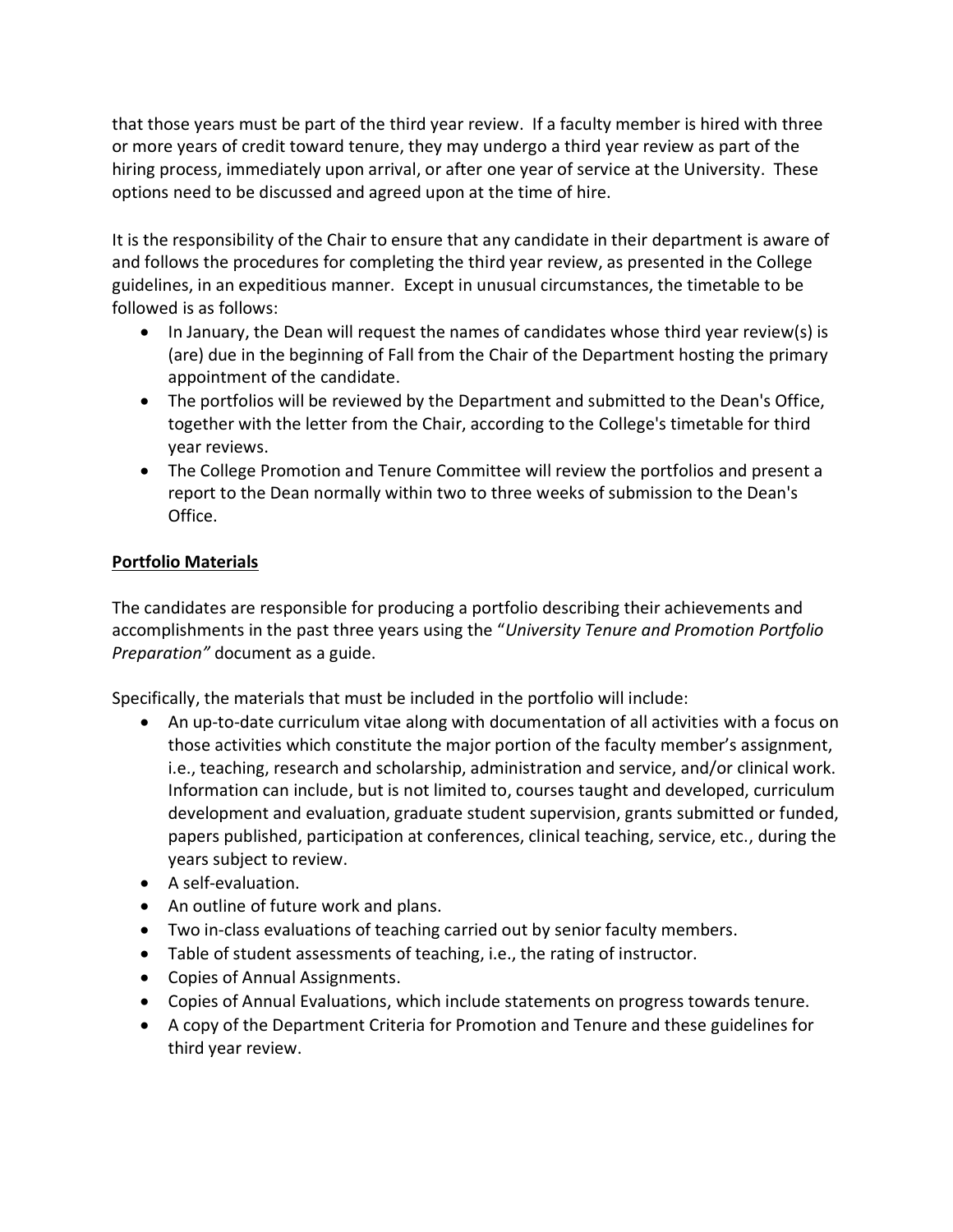that those years must be part of the third year review. If a faculty member is hired with three or more years of credit toward tenure, they may undergo a third year review as part of the hiring process, immediately upon arrival, or after one year of service at the University. These options need to be discussed and agreed upon at the time of hire.

It is the responsibility of the Chair to ensure that any candidate in their department is aware of and follows the procedures for completing the third year review, as presented in the College guidelines, in an expeditious manner. Except in unusual circumstances, the timetable to be followed is as follows:

- In January, the Dean will request the names of candidates whose third year review(s) is (are) due in the beginning of Fall from the Chair of the Department hosting the primary appointment of the candidate.
- The portfolios will be reviewed by the Department and submitted to the Dean's Office, together with the letter from the Chair, according to the College's timetable for third year reviews.
- The College Promotion and Tenure Committee will review the portfolios and present a report to the Dean normally within two to three weeks of submission to the Dean's Office.

## Portfolio Materials

The candidates are responsible for producing a portfolio describing their achievements and accomplishments in the past three years using the "*University Tenure and Promotion Portfolio Preparation"* document as a guide.

Specifically, the materials that must be included in the portfolio will include:

- An up-to-date curriculum vitae along with documentation of all activities with a focus on those activities which constitute the major portion of the faculty member's assignment, i.e., teaching, research and scholarship, administration and service, and/or clinical work. Information can include, but is not limited to, courses taught and developed, curriculum development and evaluation, graduate student supervision, grants submitted or funded, papers published, participation at conferences, clinical teaching, service, etc., during the years subject to review.
- A self-evaluation.
- An outline of future work and plans.
- Two in-class evaluations of teaching carried out by senior faculty members.
- Table of student assessments of teaching, i.e., the rating of instructor.
- Copies of Annual Assignments.
- Copies of Annual Evaluations, which include statements on progress towards tenure.
- A copy of the Department Criteria for Promotion and Tenure and these guidelines for third year review.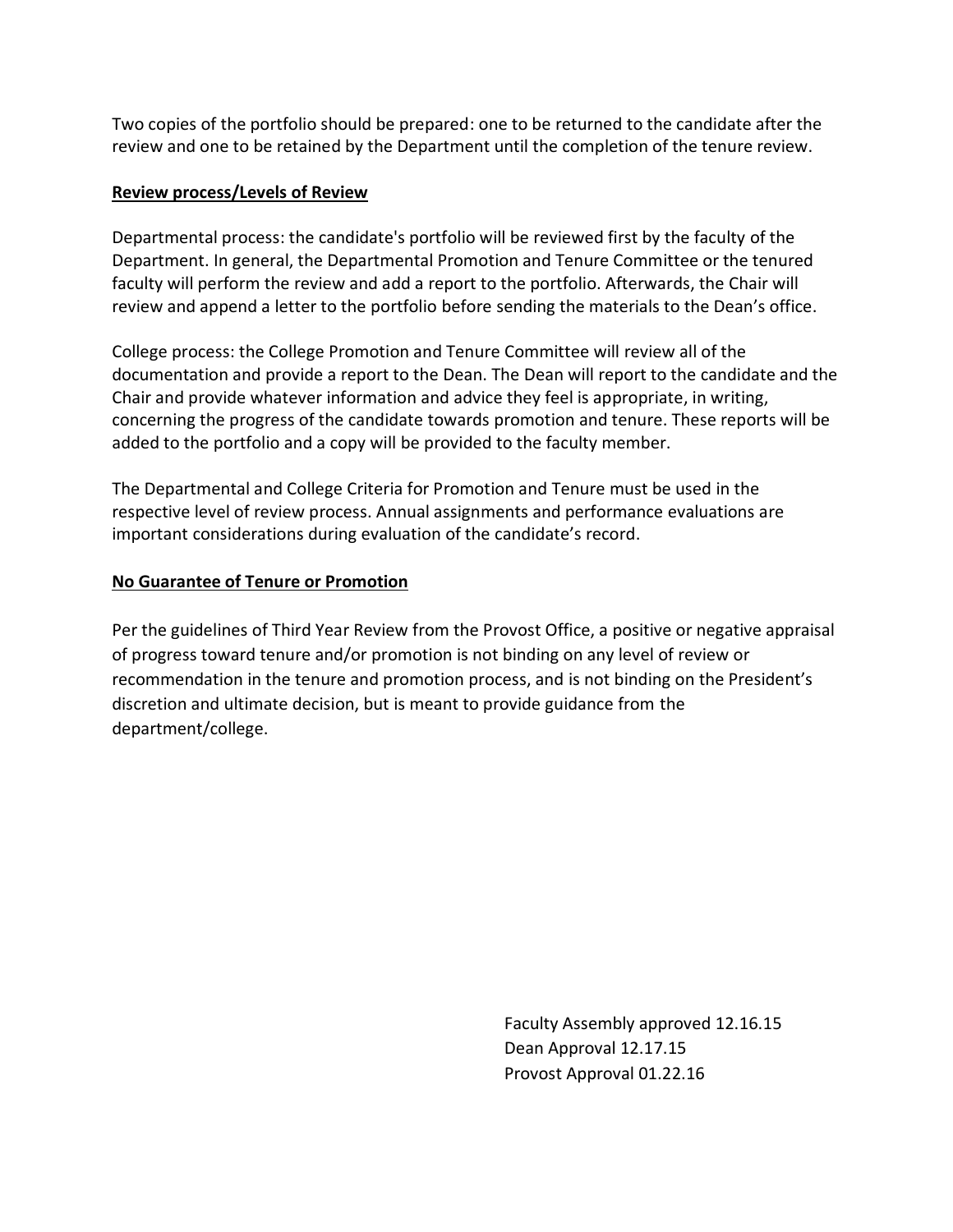Two copies of the portfolio should be prepared: one to be returned to the candidate after the review and one to be retained by the Department until the completion of the tenure review.

**Review process/Levels of Review**

Departmental process: the candidate's portfolio will be reviewed first by the faculty of the Department. In general, the Departmental Promotion and Tenure Committee or the tenured faculty will perform the review and add a report to the portfolio. Afterwards, the Chair will review and append a letter to the portfolio before sending the materials to the Dean's office.

College process: the College Promotion and Tenure Committee will review all of the documentation and provide a report to the Dean. The Dean will report to the candidate and the Chair and provide whatever information and advice they feel is appropriate, in writing, concerning the progress of the candidate towards promotion and tenure. These reports will be added to the portfolio and a copy will be provided to the faculty member.

The Departmental and College Criteria for Promotion and Tenure must be used in the respective level of review process. Annual assignments and performance evaluations are important considerations during evaluation of the candidate's record.

**No Guarantee of Tenure or Promotion**

Per the guidelines of Third Year Review from the Provost Office, a positive or negative appraisal of progress toward tenure and/or promotion is not binding on any level of review or recommendation in the tenure and promotion process, and is not binding on the President's discretion and ultimate decision, but is meant to provide guidance from the department/college.

Faculty Assembly approved 12.16.15
Dean Approval 12.17.15
Provost Approval 01.22.16